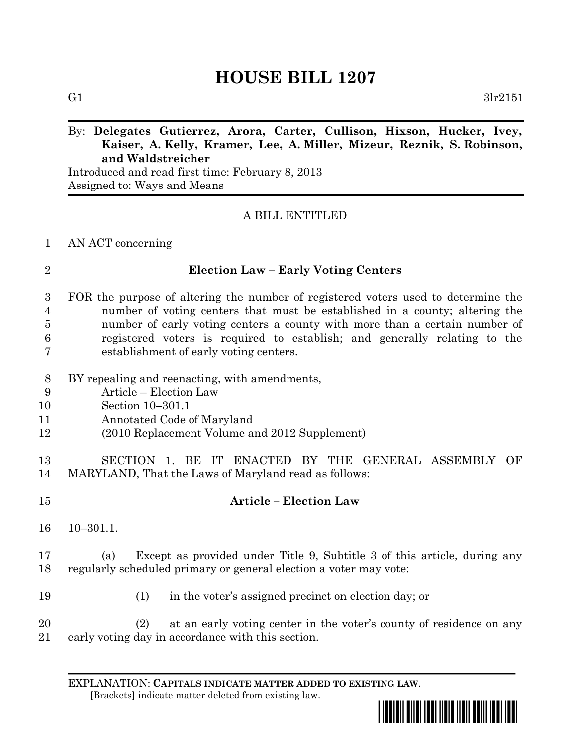# HOUSE BILL 1207

G1 3lr2151

By: **Delegates Gutierrez, Arora, Carter, Cullison, Hixson, Hucker, Ivey, Kaiser, A. Kelly, Kramer, Lee, A. Miller, Mizeur, Reznik, S. Robinson, and Waldstreicher**

Introduced and read first time: February 8, 2013
Assigned to: Ways and Means

A BILL ENTITLED

AN ACT concerning

## Election Law – Early Voting Centers

FOR the purpose of altering the number of registered voters used to determine the number of voting centers that must be established in a county; altering the number of early voting centers a county with more than a certain number of registered voters is required to establish; and generally relating to the establishment of early voting centers.

BY repealing and reenacting, with amendments,
Article – Election Law
Section 10–301.1
Annotated Code of Maryland
(2010 Replacement Volume and 2012 Supplement)

SECTION 1. BE IT ENACTED BY THE GENERAL ASSEMBLY OF MARYLAND, That the Laws of Maryland read as follows:

## Article – Election Law

10–301.1.

(a) Except as provided under Title 9, Subtitle 3 of this article, during any regularly scheduled primary or general election a voter may vote:

(1) in the voter's assigned precinct on election day; or

(2) at an early voting center in the voter's county of residence on any early voting day in accordance with this section.

EXPLANATION: **CAPITALS INDICATE MATTER ADDED TO EXISTING LAW.**
**[**Brackets**]** indicate matter deleted from existing law.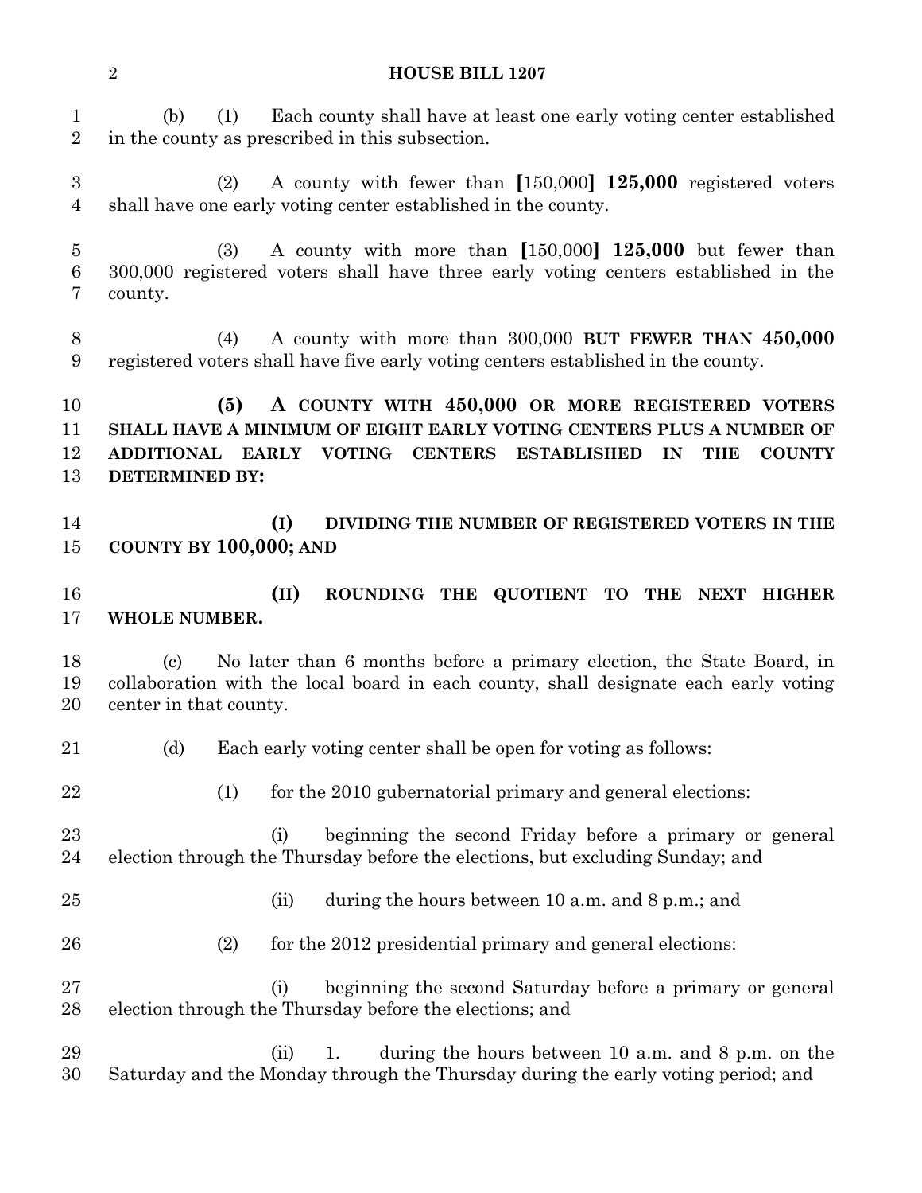(b) (1) Each county shall have at least one early voting center established in the county as prescribed in this subsection.

(2) A county with fewer than [150,000] **125,000** registered voters shall have one early voting center established in the county.

(3) A county with more than [150,000] **125,000** but fewer than 300,000 registered voters shall have three early voting centers established in the county.

(4) A county with more than 300,000 **BUT FEWER THAN 450,000** registered voters shall have five early voting centers established in the county.

**(5) A COUNTY WITH 450,000 OR MORE REGISTERED VOTERS SHALL HAVE A MINIMUM OF EIGHT EARLY VOTING CENTERS PLUS A NUMBER OF ADDITIONAL EARLY VOTING CENTERS ESTABLISHED IN THE COUNTY DETERMINED BY:**

**(I) DIVIDING THE NUMBER OF REGISTERED VOTERS IN THE COUNTY BY 100,000; AND**

**(II) ROUNDING THE QUOTIENT TO THE NEXT HIGHER WHOLE NUMBER.**

(c) No later than 6 months before a primary election, the State Board, in collaboration with the local board in each county, shall designate each early voting center in that county.

(d) Each early voting center shall be open for voting as follows:

(1) for the 2010 gubernatorial primary and general elections:

(i) beginning the second Friday before a primary or general election through the Thursday before the elections, but excluding Sunday; and

(ii) during the hours between 10 a.m. and 8 p.m.; and

(2) for the 2012 presidential primary and general elections:

(i) beginning the second Saturday before a primary or general election through the Thursday before the elections; and

(ii) 1. during the hours between 10 a.m. and 8 p.m. on the Saturday and the Monday through the Thursday during the early voting period; and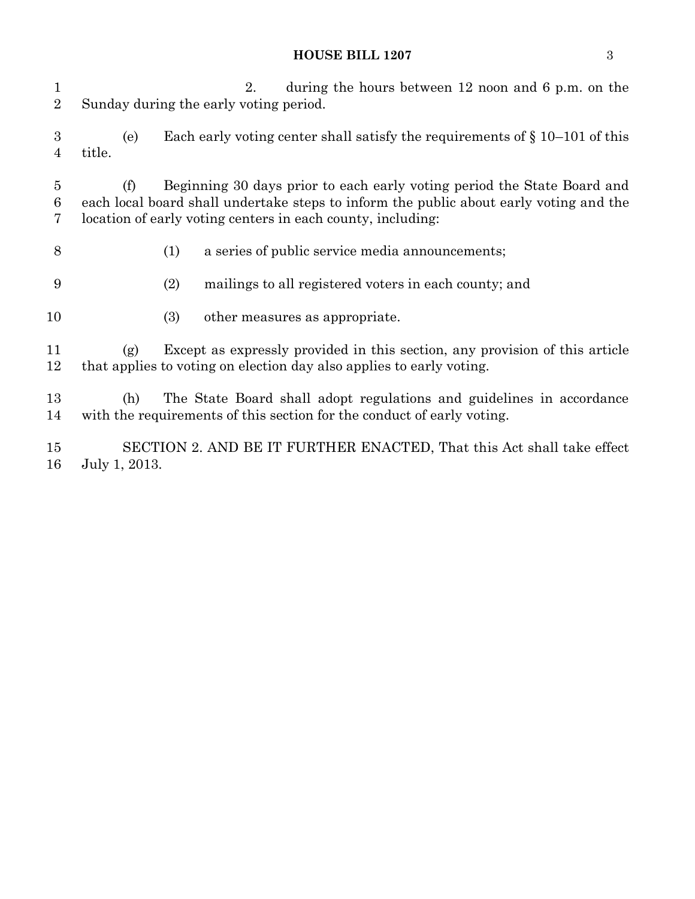2. during the hours between 12 noon and 6 p.m. on the Sunday during the early voting period.

(e) Each early voting center shall satisfy the requirements of § 10–101 of this title.

(f) Beginning 30 days prior to each early voting period the State Board and each local board shall undertake steps to inform the public about early voting and the location of early voting centers in each county, including:

(1) a series of public service media announcements;

(2) mailings to all registered voters in each county; and

(3) other measures as appropriate.

(g) Except as expressly provided in this section, any provision of this article that applies to voting on election day also applies to early voting.

(h) The State Board shall adopt regulations and guidelines in accordance with the requirements of this section for the conduct of early voting.

SECTION 2. AND BE IT FURTHER ENACTED, That this Act shall take effect July 1, 2013.